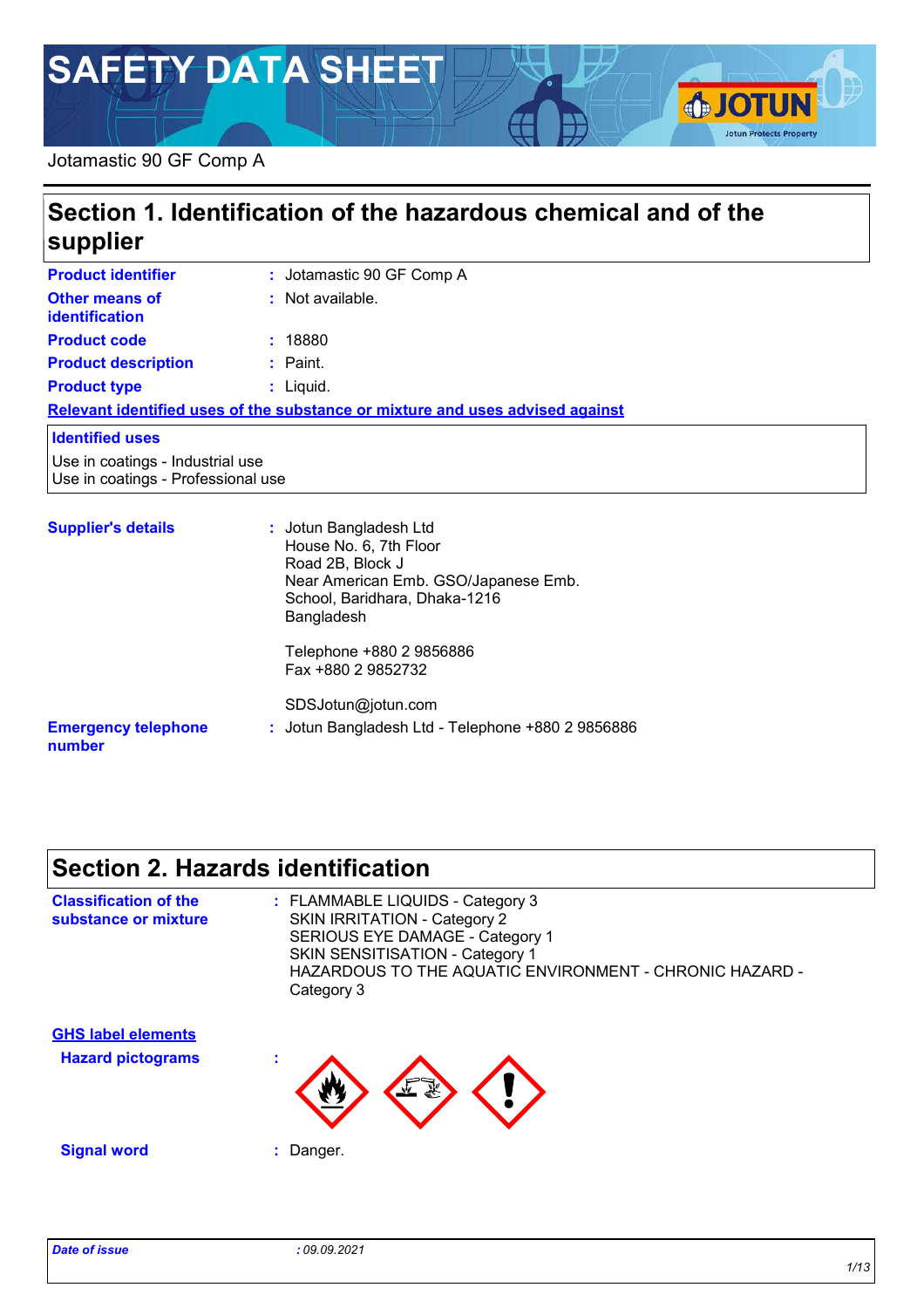# SAFETY DATA SHEET

Jotamastic 90 GF Comp A

## Section 1. Identification of the hazardous chemical and of the supplier

| | | |
|---|---|---|
| **Product identifier** | : | Jotamastic 90 GF Comp A |
| **Other means of identification** | : | Not available. |
| **Product code** | : | 18880 |
| **Product description** | : | Paint. |
| **Product type** | : | Liquid. |

**Relevant identified uses of the substance or mixture and uses advised against**

**Identified uses**

Use in coatings - Industrial use
Use in coatings - Professional use

**Supplier's details** : Jotun Bangladesh Ltd
House No. 6, 7th Floor
Road 2B, Block J
Near American Emb. GSO/Japanese Emb.
School, Baridhara, Dhaka-1216
Bangladesh

Telephone +880 2 9856886
Fax +880 2 9852732

SDSJotun@jotun.com

**Emergency telephone number** : Jotun Bangladesh Ltd - Telephone +880 2 9856886

## Section 2. Hazards identification

**Classification of the substance or mixture** : FLAMMABLE LIQUIDS - Category 3
SKIN IRRITATION - Category 2
SERIOUS EYE DAMAGE - Category 1
SKIN SENSITISATION - Category 1
HAZARDOUS TO THE AQUATIC ENVIRONMENT - CHRONIC HAZARD - Category 3

**GHS label elements**

**Hazard pictograms** :

**Signal word** : Danger.

*Date of issue* : 09.09.2021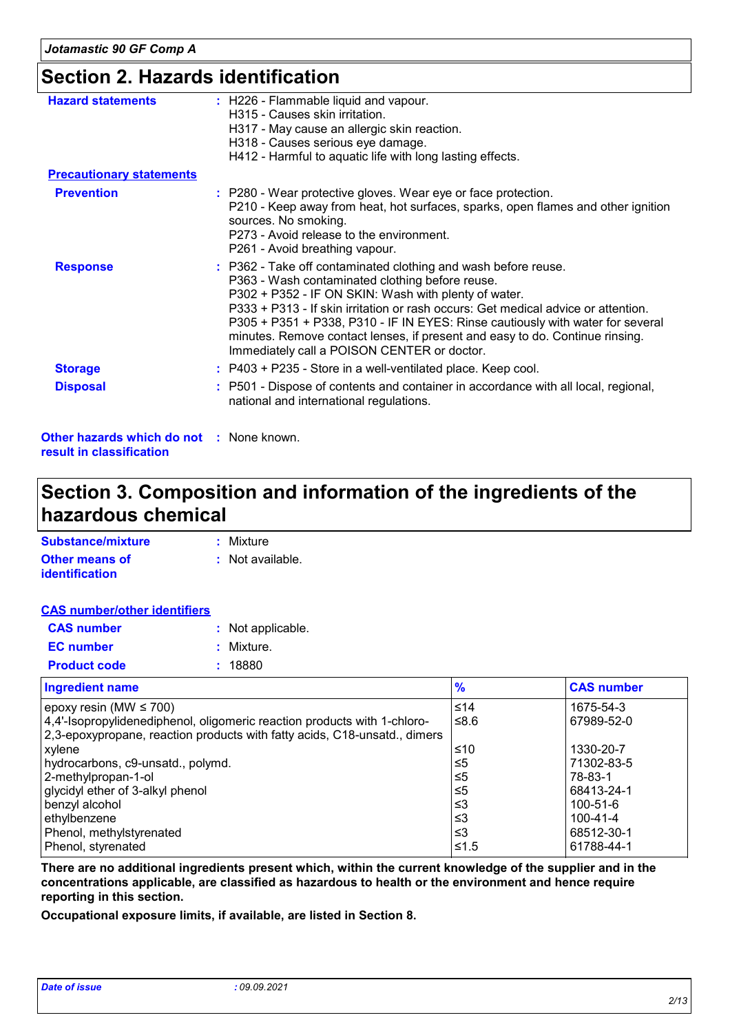## Section 2. Hazards identification

**Hazard statements** : H226 - Flammable liquid and vapour.
H315 - Causes skin irritation.
H317 - May cause an allergic skin reaction.
H318 - Causes serious eye damage.
H412 - Harmful to aquatic life with long lasting effects.

**Precautionary statements**

**Prevention** : P280 - Wear protective gloves. Wear eye or face protection.
P210 - Keep away from heat, hot surfaces, sparks, open flames and other ignition sources. No smoking.
P273 - Avoid release to the environment.
P261 - Avoid breathing vapour.

**Response** : P362 - Take off contaminated clothing and wash before reuse.
P363 - Wash contaminated clothing before reuse.
P302 + P352 - IF ON SKIN: Wash with plenty of water.
P333 + P313 - If skin irritation or rash occurs: Get medical advice or attention.
P305 + P351 + P338, P310 - IF IN EYES: Rinse cautiously with water for several minutes. Remove contact lenses, if present and easy to do. Continue rinsing. Immediately call a POISON CENTER or doctor.

**Storage** : P403 + P235 - Store in a well-ventilated place. Keep cool.

**Disposal** : P501 - Dispose of contents and container in accordance with all local, regional, national and international regulations.

**Other hazards which do not result in classification** : None known.

## Section 3. Composition and information of the ingredients of the hazardous chemical

**Substance/mixture** : Mixture

**Other means of identification** : Not available.

**CAS number/other identifiers**

**CAS number** : Not applicable.

**EC number** : Mixture.

**Product code** : 18880

| Ingredient name | % | CAS number |
|---|---|---|
| epoxy resin (MW ≤ 700) | ≤14 | 1675-54-3 |
| 4,4'-Isopropylidenediphenol, oligomeric reaction products with 1-chloro-2,3-epoxypropane, reaction products with fatty acids, C18-unsatd., dimers | ≤8.6 | 67989-52-0 |
| xylene | ≤10 | 1330-20-7 |
| hydrocarbons, c9-unsatd., polymd. | ≤5 | 71302-83-5 |
| 2-methylpropan-1-ol | ≤5 | 78-83-1 |
| glycidyl ether of 3-alkyl phenol | ≤5 | 68413-24-1 |
| benzyl alcohol | ≤3 | 100-51-6 |
| ethylbenzene | ≤3 | 100-41-4 |
| Phenol, methylstyrenated | ≤3 | 68512-30-1 |
| Phenol, styrenated | ≤1.5 | 61788-44-1 |

**There are no additional ingredients present which, within the current knowledge of the supplier and in the concentrations applicable, are classified as hazardous to health or the environment and hence require reporting in this section.**

**Occupational exposure limits, if available, are listed in Section 8.**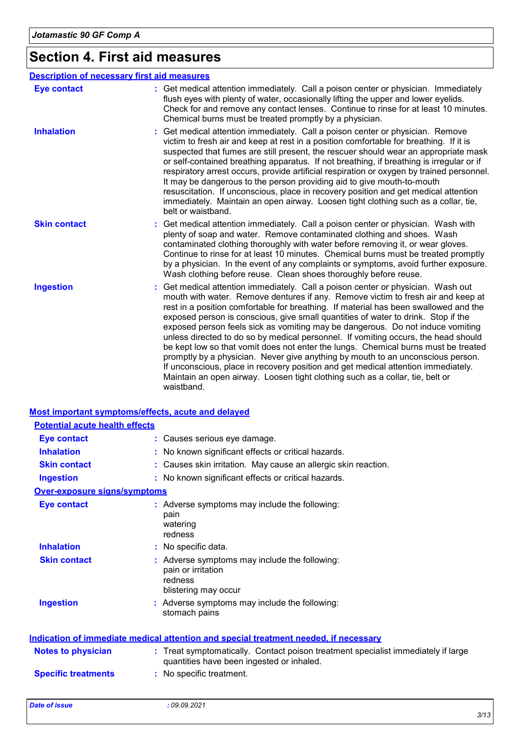# Section 4. First aid measures

## Description of necessary first aid measures

**Eye contact** : Get medical attention immediately. Call a poison center or physician. Immediately flush eyes with plenty of water, occasionally lifting the upper and lower eyelids. Check for and remove any contact lenses. Continue to rinse for at least 10 minutes. Chemical burns must be treated promptly by a physician.

**Inhalation** : Get medical attention immediately. Call a poison center or physician. Remove victim to fresh air and keep at rest in a position comfortable for breathing. If it is suspected that fumes are still present, the rescuer should wear an appropriate mask or self-contained breathing apparatus. If not breathing, if breathing is irregular or if respiratory arrest occurs, provide artificial respiration or oxygen by trained personnel. It may be dangerous to the person providing aid to give mouth-to-mouth resuscitation. If unconscious, place in recovery position and get medical attention immediately. Maintain an open airway. Loosen tight clothing such as a collar, tie, belt or waistband.

**Skin contact** : Get medical attention immediately. Call a poison center or physician. Wash with plenty of soap and water. Remove contaminated clothing and shoes. Wash contaminated clothing thoroughly with water before removing it, or wear gloves. Continue to rinse for at least 10 minutes. Chemical burns must be treated promptly by a physician. In the event of any complaints or symptoms, avoid further exposure. Wash clothing before reuse. Clean shoes thoroughly before reuse.

**Ingestion** : Get medical attention immediately. Call a poison center or physician. Wash out mouth with water. Remove dentures if any. Remove victim to fresh air and keep at rest in a position comfortable for breathing. If material has been swallowed and the exposed person is conscious, give small quantities of water to drink. Stop if the exposed person feels sick as vomiting may be dangerous. Do not induce vomiting unless directed to do so by medical personnel. If vomiting occurs, the head should be kept low so that vomit does not enter the lungs. Chemical burns must be treated promptly by a physician. Never give anything by mouth to an unconscious person. If unconscious, place in recovery position and get medical attention immediately. Maintain an open airway. Loosen tight clothing such as a collar, tie, belt or waistband.

## Most important symptoms/effects, acute and delayed

### Potential acute health effects

**Eye contact** : Causes serious eye damage.

**Inhalation** : No known significant effects or critical hazards.

**Skin contact** : Causes skin irritation. May cause an allergic skin reaction.

**Ingestion** : No known significant effects or critical hazards.

### Over-exposure signs/symptoms

**Eye contact** : Adverse symptoms may include the following:
pain
watering
redness

**Inhalation** : No specific data.

**Skin contact** : Adverse symptoms may include the following:
pain or irritation
redness
blistering may occur

**Ingestion** : Adverse symptoms may include the following:
stomach pains

## Indication of immediate medical attention and special treatment needed, if necessary

**Notes to physician** : Treat symptomatically. Contact poison treatment specialist immediately if large quantities have been ingested or inhaled.

**Specific treatments** : No specific treatment.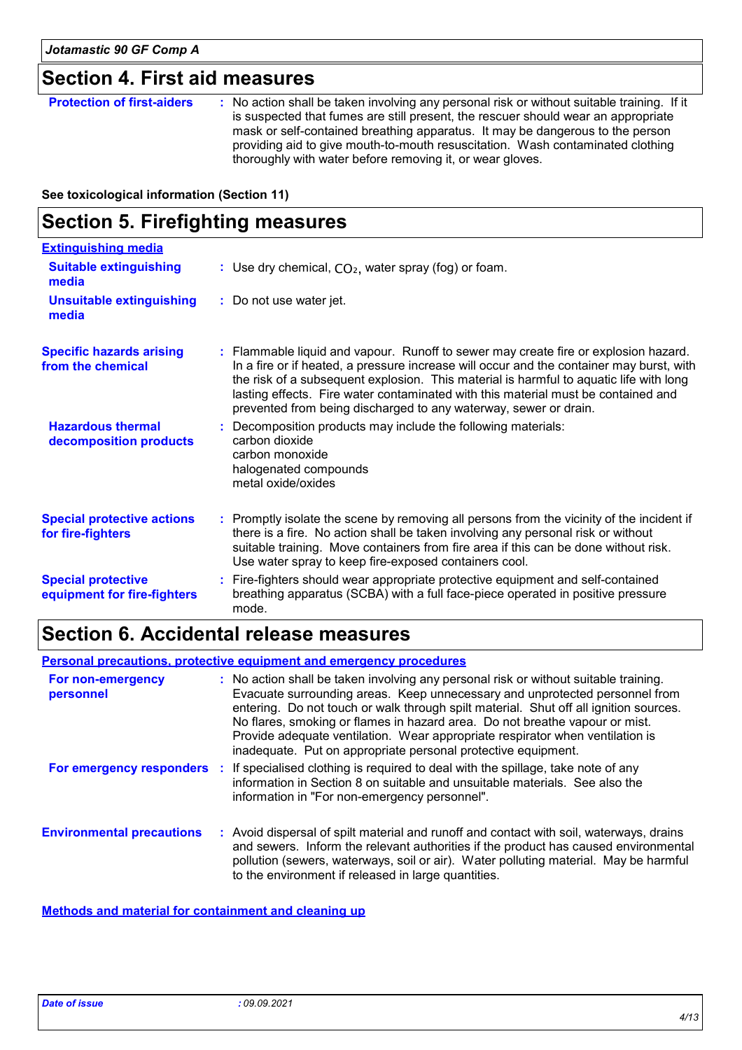## Section 4. First aid measures

**Protection of first-aiders** : No action shall be taken involving any personal risk or without suitable training. If it is suspected that fumes are still present, the rescuer should wear an appropriate mask or self-contained breathing apparatus. It may be dangerous to the person providing aid to give mouth-to-mouth resuscitation. Wash contaminated clothing thoroughly with water before removing it, or wear gloves.

**See toxicological information (Section 11)**

## Section 5. Firefighting measures

**Extinguishing media**

**Suitable extinguishing media** : Use dry chemical, $CO_2$, water spray (fog) or foam.

**Unsuitable extinguishing media** : Do not use water jet.

**Specific hazards arising from the chemical** : Flammable liquid and vapour. Runoff to sewer may create fire or explosion hazard. In a fire or if heated, a pressure increase will occur and the container may burst, with the risk of a subsequent explosion. This material is harmful to aquatic life with long lasting effects. Fire water contaminated with this material must be contained and prevented from being discharged to any waterway, sewer or drain.

**Hazardous thermal decomposition products** : Decomposition products may include the following materials:
carbon dioxide
carbon monoxide
halogenated compounds
metal oxide/oxides

**Special protective actions for fire-fighters** : Promptly isolate the scene by removing all persons from the vicinity of the incident if there is a fire. No action shall be taken involving any personal risk or without suitable training. Move containers from fire area if this can be done without risk. Use water spray to keep fire-exposed containers cool.

**Special protective equipment for fire-fighters** : Fire-fighters should wear appropriate protective equipment and self-contained breathing apparatus (SCBA) with a full face-piece operated in positive pressure mode.

## Section 6. Accidental release measures

**Personal precautions, protective equipment and emergency procedures**

**For non-emergency personnel** : No action shall be taken involving any personal risk or without suitable training. Evacuate surrounding areas. Keep unnecessary and unprotected personnel from entering. Do not touch or walk through spilt material. Shut off all ignition sources. No flares, smoking or flames in hazard area. Do not breathe vapour or mist. Provide adequate ventilation. Wear appropriate respirator when ventilation is inadequate. Put on appropriate personal protective equipment.

**For emergency responders** : If specialised clothing is required to deal with the spillage, take note of any information in Section 8 on suitable and unsuitable materials. See also the information in "For non-emergency personnel".

**Environmental precautions** : Avoid dispersal of spilt material and runoff and contact with soil, waterways, drains and sewers. Inform the relevant authorities if the product has caused environmental pollution (sewers, waterways, soil or air). Water polluting material. May be harmful to the environment if released in large quantities.

**Methods and material for containment and cleaning up**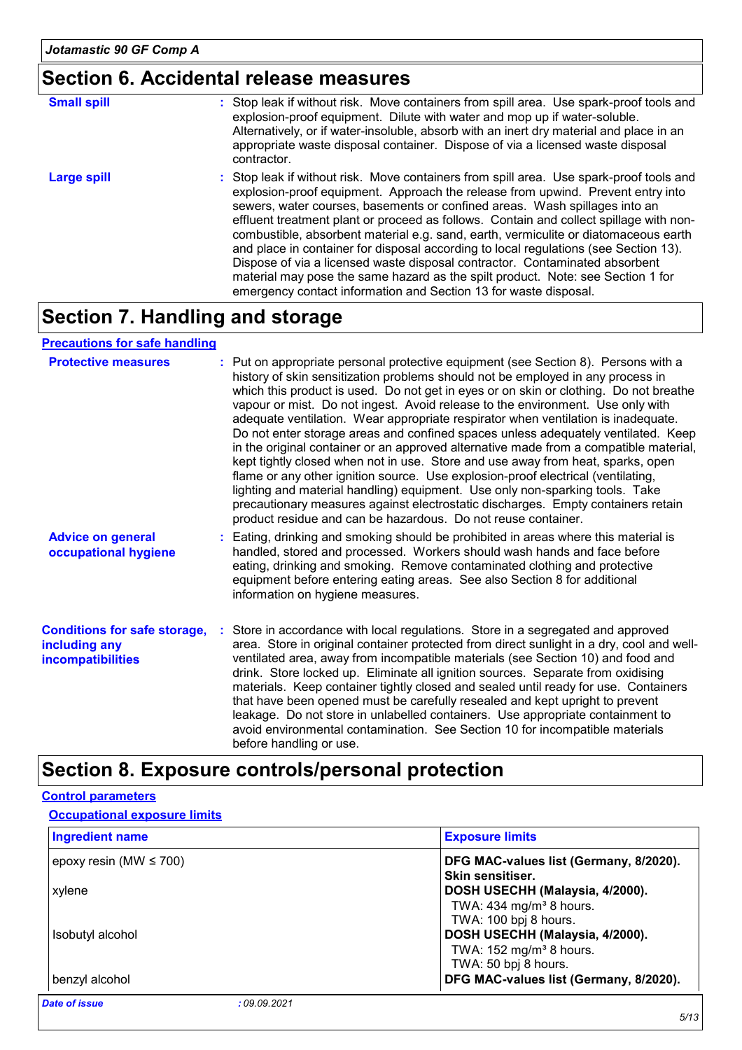## Section 6. Accidental release measures

**Small spill** : Stop leak if without risk. Move containers from spill area. Use spark-proof tools and explosion-proof equipment. Dilute with water and mop up if water-soluble. Alternatively, or if water-insoluble, absorb with an inert dry material and place in an appropriate waste disposal container. Dispose of via a licensed waste disposal contractor.

**Large spill** : Stop leak if without risk. Move containers from spill area. Use spark-proof tools and explosion-proof equipment. Approach the release from upwind. Prevent entry into sewers, water courses, basements or confined areas. Wash spillages into an effluent treatment plant or proceed as follows. Contain and collect spillage with non-combustible, absorbent material e.g. sand, earth, vermiculite or diatomaceous earth and place in container for disposal according to local regulations (see Section 13). Dispose of via a licensed waste disposal contractor. Contaminated absorbent material may pose the same hazard as the spilt product. Note: see Section 1 for emergency contact information and Section 13 for waste disposal.

## Section 7. Handling and storage

### Precautions for safe handling

**Protective measures** : Put on appropriate personal protective equipment (see Section 8). Persons with a history of skin sensitization problems should not be employed in any process in which this product is used. Do not get in eyes or on skin or clothing. Do not breathe vapour or mist. Do not ingest. Avoid release to the environment. Use only with adequate ventilation. Wear appropriate respirator when ventilation is inadequate. Do not enter storage areas and confined spaces unless adequately ventilated. Keep in the original container or an approved alternative made from a compatible material, kept tightly closed when not in use. Store and use away from heat, sparks, open flame or any other ignition source. Use explosion-proof electrical (ventilating, lighting and material handling) equipment. Use only non-sparking tools. Take precautionary measures against electrostatic discharges. Empty containers retain product residue and can be hazardous. Do not reuse container.

**Advice on general occupational hygiene** : Eating, drinking and smoking should be prohibited in areas where this material is handled, stored and processed. Workers should wash hands and face before eating, drinking and smoking. Remove contaminated clothing and protective equipment before entering eating areas. See also Section 8 for additional information on hygiene measures.

**Conditions for safe storage, including any incompatibilities** : Store in accordance with local regulations. Store in a segregated and approved area. Store in original container protected from direct sunlight in a dry, cool and well-ventilated area, away from incompatible materials (see Section 10) and food and drink. Store locked up. Eliminate all ignition sources. Separate from oxidising materials. Keep container tightly closed and sealed until ready for use. Containers that have been opened must be carefully resealed and kept upright to prevent leakage. Do not store in unlabelled containers. Use appropriate containment to avoid environmental contamination. See Section 10 for incompatible materials before handling or use.

## Section 8. Exposure controls/personal protection

### Control parameters

#### Occupational exposure limits

| Ingredient name | Exposure limits |
|---|---|
| epoxy resin (MW ≤ 700) | **DFG MAC-values list (Germany, 8/2020). Skin sensitiser.** |
| xylene | **DOSH USECHH (Malaysia, 4/2000).**<br>TWA: 434 mg/m³ 8 hours.<br>TWA: 100 bpj 8 hours. |
| Isobutyl alcohol | **DOSH USECHH (Malaysia, 4/2000).**<br>TWA: 152 mg/m³ 8 hours.<br>TWA: 50 bpj 8 hours. |
| benzyl alcohol | **DFG MAC-values list (Germany, 8/2020).** |

*Date of issue* : 09.09.2021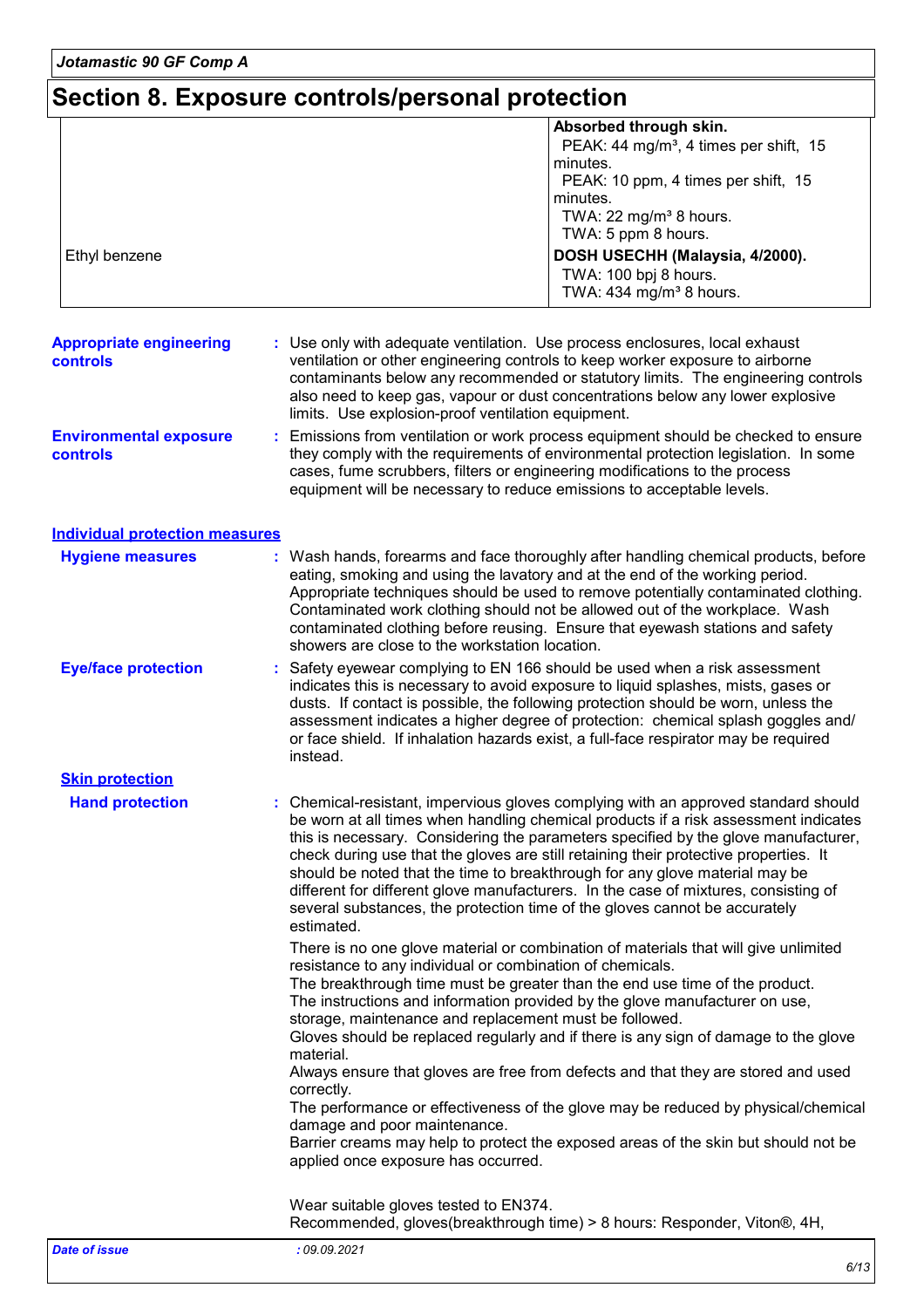# Section 8. Exposure controls/personal protection

| | |
|---|---|
| | **Absorbed through skin.**<br>PEAK: 44 mg/m³, 4 times per shift, 15 minutes.<br>PEAK: 10 ppm, 4 times per shift, 15 minutes.<br>TWA: 22 mg/m³ 8 hours.<br>TWA: 5 ppm 8 hours. |
| Ethyl benzene | **DOSH USECHH (Malaysia, 4/2000).**<br>TWA: 100 bpj 8 hours.<br>TWA: 434 mg/m³ 8 hours. |

**Appropriate engineering controls** : Use only with adequate ventilation. Use process enclosures, local exhaust ventilation or other engineering controls to keep worker exposure to airborne contaminants below any recommended or statutory limits. The engineering controls also need to keep gas, vapour or dust concentrations below any lower explosive limits. Use explosion-proof ventilation equipment.

**Environmental exposure controls** : Emissions from ventilation or work process equipment should be checked to ensure they comply with the requirements of environmental protection legislation. In some cases, fume scrubbers, filters or engineering modifications to the process equipment will be necessary to reduce emissions to acceptable levels.

## Individual protection measures

**Hygiene measures** : Wash hands, forearms and face thoroughly after handling chemical products, before eating, smoking and using the lavatory and at the end of the working period. Appropriate techniques should be used to remove potentially contaminated clothing. Contaminated work clothing should not be allowed out of the workplace. Wash contaminated clothing before reusing. Ensure that eyewash stations and safety showers are close to the workstation location.

**Eye/face protection** : Safety eyewear complying to EN 166 should be used when a risk assessment indicates this is necessary to avoid exposure to liquid splashes, mists, gases or dusts. If contact is possible, the following protection should be worn, unless the assessment indicates a higher degree of protection: chemical splash goggles and/ or face shield. If inhalation hazards exist, a full-face respirator may be required instead.

### Skin protection

**Hand protection** : Chemical-resistant, impervious gloves complying with an approved standard should be worn at all times when handling chemical products if a risk assessment indicates this is necessary. Considering the parameters specified by the glove manufacturer, check during use that the gloves are still retaining their protective properties. It should be noted that the time to breakthrough for any glove material may be different for different glove manufacturers. In the case of mixtures, consisting of several substances, the protection time of the gloves cannot be accurately estimated.

There is no one glove material or combination of materials that will give unlimited resistance to any individual or combination of chemicals.
The breakthrough time must be greater than the end use time of the product.
The instructions and information provided by the glove manufacturer on use, storage, maintenance and replacement must be followed.
Gloves should be replaced regularly and if there is any sign of damage to the glove material.
Always ensure that gloves are free from defects and that they are stored and used correctly.
The performance or effectiveness of the glove may be reduced by physical/chemical damage and poor maintenance.
Barrier creams may help to protect the exposed areas of the skin but should not be applied once exposure has occurred.

Wear suitable gloves tested to EN374.
Recommended, gloves(breakthrough time) > 8 hours: Responder, Viton®, 4H,

*Date of issue* : *09.09.2021*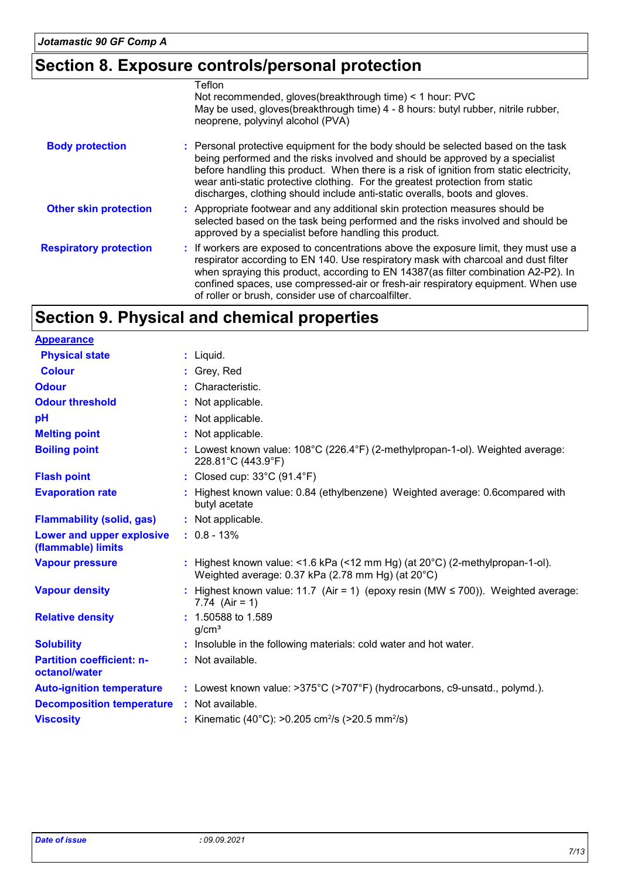## Section 8. Exposure controls/personal protection

Teflon
Not recommended, gloves(breakthrough time) < 1 hour: PVC
May be used, gloves(breakthrough time) 4 - 8 hours: butyl rubber, nitrile rubber, neoprene, polyvinyl alcohol (PVA)

| | |
|---|---|
| **Body protection** | : Personal protective equipment for the body should be selected based on the task being performed and the risks involved and should be approved by a specialist before handling this product. When there is a risk of ignition from static electricity, wear anti-static protective clothing. For the greatest protection from static discharges, clothing should include anti-static overalls, boots and gloves. |
| **Other skin protection** | : Appropriate footwear and any additional skin protection measures should be selected based on the task being performed and the risks involved and should be approved by a specialist before handling this product. |
| **Respiratory protection** | : If workers are exposed to concentrations above the exposure limit, they must use a respirator according to EN 140. Use respiratory mask with charcoal and dust filter when spraying this product, according to EN 14387(as filter combination A2-P2). In confined spaces, use compressed-air or fresh-air respiratory equipment. When use of roller or brush, consider use of charcoalfilter. |

## Section 9. Physical and chemical properties

**Appearance**

| | |
|---|---|
| **Physical state** | : Liquid. |
| **Colour** | : Grey, Red |
| **Odour** | : Characteristic. |
| **Odour threshold** | : Not applicable. |
| **pH** | : Not applicable. |
| **Melting point** | : Not applicable. |
| **Boiling point** | : Lowest known value: 108°C (226.4°F) (2-methylpropan-1-ol). Weighted average: 228.81°C (443.9°F) |
| **Flash point** | : Closed cup: 33°C (91.4°F) |
| **Evaporation rate** | : Highest known value: 0.84 (ethylbenzene) Weighted average: 0.6compared with butyl acetate |
| **Flammability (solid, gas)** | : Not applicable. |
| **Lower and upper explosive (flammable) limits** | : 0.8 - 13% |
| **Vapour pressure** | : Highest known value: <1.6 kPa (<12 mm Hg) (at 20°C) (2-methylpropan-1-ol). Weighted average: 0.37 kPa (2.78 mm Hg) (at 20°C) |
| **Vapour density** | : Highest known value: 11.7 (Air = 1) (epoxy resin (MW ≤ 700)). Weighted average: 7.74 (Air = 1) |
| **Relative density** | : 1.50588 to 1.589 g/cm³ |
| **Solubility** | : Insoluble in the following materials: cold water and hot water. |
| **Partition coefficient: n-octanol/water** | : Not available. |
| **Auto-ignition temperature** | : Lowest known value: >375°C (>707°F) (hydrocarbons, c9-unsatd., polymd.). |
| **Decomposition temperature** | : Not available. |
| **Viscosity** | : Kinematic (40°C): >0.205 $cm^2/s$ (>20.5 $mm^2/s$) |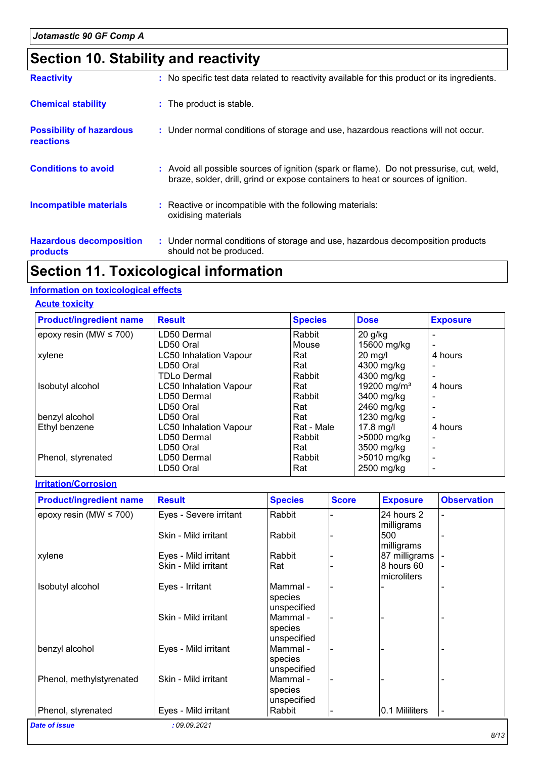# Section 10. Stability and reactivity

**Reactivity** : No specific test data related to reactivity available for this product or its ingredients.

**Chemical stability** : The product is stable.

**Possibility of hazardous reactions** : Under normal conditions of storage and use, hazardous reactions will not occur.

**Conditions to avoid** : Avoid all possible sources of ignition (spark or flame). Do not pressurise, cut, weld, braze, solder, drill, grind or expose containers to heat or sources of ignition.

**Incompatible materials** : Reactive or incompatible with the following materials: oxidising materials

**Hazardous decomposition products** : Under normal conditions of storage and use, hazardous decomposition products should not be produced.

# Section 11. Toxicological information

## Information on toxicological effects

### Acute toxicity

| Product/ingredient name | Result | Species | Dose | Exposure |
|---|---|---|---|---|
| epoxy resin (MW ≤ 700) | LD50 Dermal | Rabbit | 20 g/kg | - |
| | LD50 Oral | Mouse | 15600 mg/kg | - |
| xylene | LC50 Inhalation Vapour | Rat | 20 mg/l | 4 hours |
| | LD50 Oral | Rat | 4300 mg/kg | - |
| | TDLo Dermal | Rabbit | 4300 mg/kg | - |
| Isobutyl alcohol | LC50 Inhalation Vapour | Rat | 19200 mg/m³ | 4 hours |
| | LD50 Dermal | Rabbit | 3400 mg/kg | - |
| | LD50 Oral | Rat | 2460 mg/kg | - |
| benzyl alcohol | LD50 Oral | Rat | 1230 mg/kg | - |
| Ethyl benzene | LC50 Inhalation Vapour | Rat - Male | 17.8 mg/l | 4 hours |
| | LD50 Dermal | Rabbit | >5000 mg/kg | - |
| | LD50 Oral | Rat | 3500 mg/kg | - |
| Phenol, styrenated | LD50 Dermal | Rabbit | >5010 mg/kg | - |
| | LD50 Oral | Rat | 2500 mg/kg | - |

### Irritation/Corrosion

| Product/ingredient name | Result | Species | Score | Exposure | Observation |
|---|---|---|---|---|---|
| epoxy resin (MW ≤ 700) | Eyes - Severe irritant | Rabbit | - | 24 hours 2 milligrams | - |
| | Skin - Mild irritant | Rabbit | - | 500 milligrams | - |
| xylene | Eyes - Mild irritant | Rabbit | - | 87 milligrams | - |
| | Skin - Mild irritant | Rat | - | 8 hours 60 microliters | - |
| Isobutyl alcohol | Eyes - Irritant | Mammal - species unspecified | - | - | - |
| | Skin - Mild irritant | Mammal - species unspecified | - | - | - |
| benzyl alcohol | Eyes - Mild irritant | Mammal - species unspecified | - | - | - |
| Phenol, methylstyrenated | Skin - Mild irritant | Mammal - species unspecified | - | - | - |
| Phenol, styrenated | Eyes - Mild irritant | Rabbit | - | 0.1 Mililiters | - |

*Date of issue* : 09.09.2021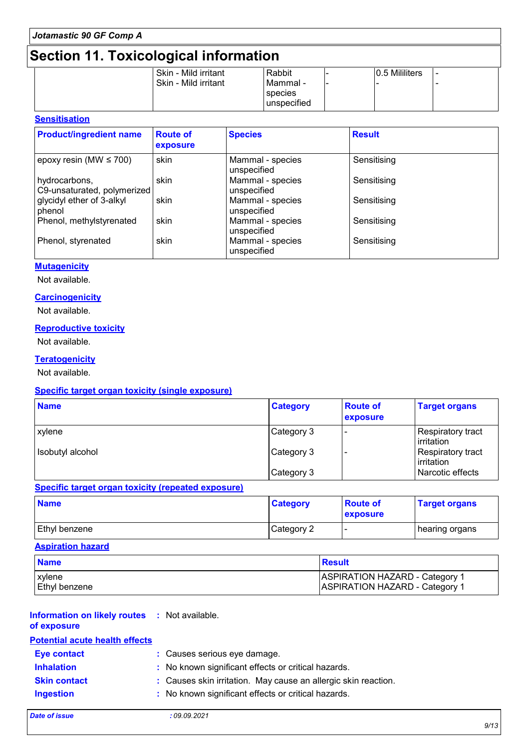## Section 11. Toxicological information

| | | | | | |
|---|---|---|---|---|---|
| | Skin - Mild irritant | Rabbit | - | 0.5 Mililiters | - |
| | Skin - Mild irritant | Mammal - species unspecified | - | - | - |

### Sensitisation

| Product/ingredient name | Route of exposure | Species | Result |
|---|---|---|---|
| epoxy resin (MW ≤ 700) | skin | Mammal - species unspecified | Sensitising |
| hydrocarbons, C9-unsaturated, polymerized | skin | Mammal - species unspecified | Sensitising |
| glycidyl ether of 3-alkyl phenol | skin | Mammal - species unspecified | Sensitising |
| Phenol, methylstyrenated | skin | Mammal - species unspecified | Sensitising |
| Phenol, styrenated | skin | Mammal - species unspecified | Sensitising |

### Mutagenicity

Not available.

### Carcinogenicity

Not available.

### Reproductive toxicity

Not available.

### Teratogenicity

Not available.

### Specific target organ toxicity (single exposure)

| Name | Category | Route of exposure | Target organs |
|---|---|---|---|
| xylene | Category 3 | - | Respiratory tract irritation |
| Isobutyl alcohol | Category 3 | - | Respiratory tract irritation |
| | Category 3 | | Narcotic effects |

### Specific target organ toxicity (repeated exposure)

| Name | Category | Route of exposure | Target organs |
|---|---|---|---|
| Ethyl benzene | Category 2 | - | hearing organs |

### Aspiration hazard

| Name | Result |
|---|---|
| xylene | ASPIRATION HAZARD - Category 1 |
| Ethyl benzene | ASPIRATION HAZARD - Category 1 |

**Information on likely routes of exposure** : Not available.

### Potential acute health effects

**Eye contact** : Causes serious eye damage.

**Inhalation** : No known significant effects or critical hazards.

**Skin contact** : Causes skin irritation. May cause an allergic skin reaction.

**Ingestion** : No known significant effects or critical hazards.

*Date of issue* : *09.09.2021*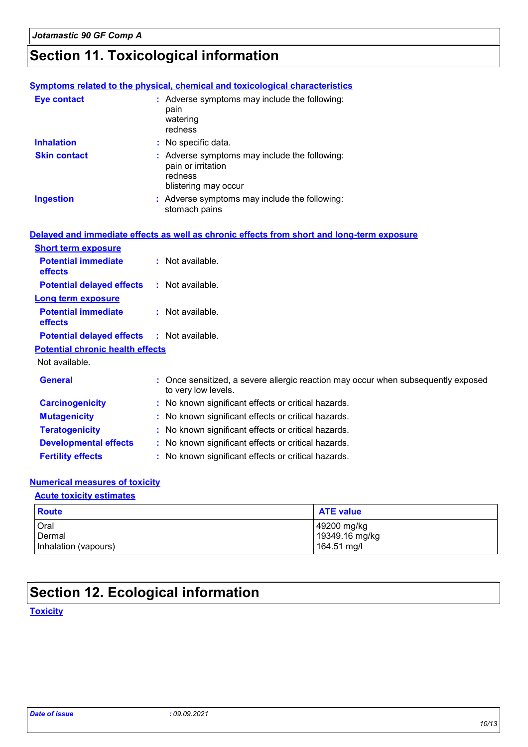# Section 11. Toxicological information

### Symptoms related to the physical, chemical and toxicological characteristics

**Eye contact** : Adverse symptoms may include the following:
pain
watering
redness

**Inhalation** : No specific data.

**Skin contact** : Adverse symptoms may include the following:
pain or irritation
redness
blistering may occur

**Ingestion** : Adverse symptoms may include the following:
stomach pains

### Delayed and immediate effects as well as chronic effects from short and long-term exposure

**Short term exposure**

**Potential immediate effects** : Not available.

**Potential delayed effects** : Not available.

**Long term exposure**

**Potential immediate effects** : Not available.

**Potential delayed effects** : Not available.

**Potential chronic health effects**

Not available.

**General** : Once sensitized, a severe allergic reaction may occur when subsequently exposed to very low levels.

**Carcinogenicity** : No known significant effects or critical hazards.

**Mutagenicity** : No known significant effects or critical hazards.

**Teratogenicity** : No known significant effects or critical hazards.

**Developmental effects** : No known significant effects or critical hazards.

**Fertility effects** : No known significant effects or critical hazards.

### Numerical measures of toxicity

**Acute toxicity estimates**

| Route | ATE value |
|---|---|
| Oral | 49200 mg/kg |
| Dermal | 19349.16 mg/kg |
| Inhalation (vapours) | 164.51 mg/l |

# Section 12. Ecological information

### Toxicity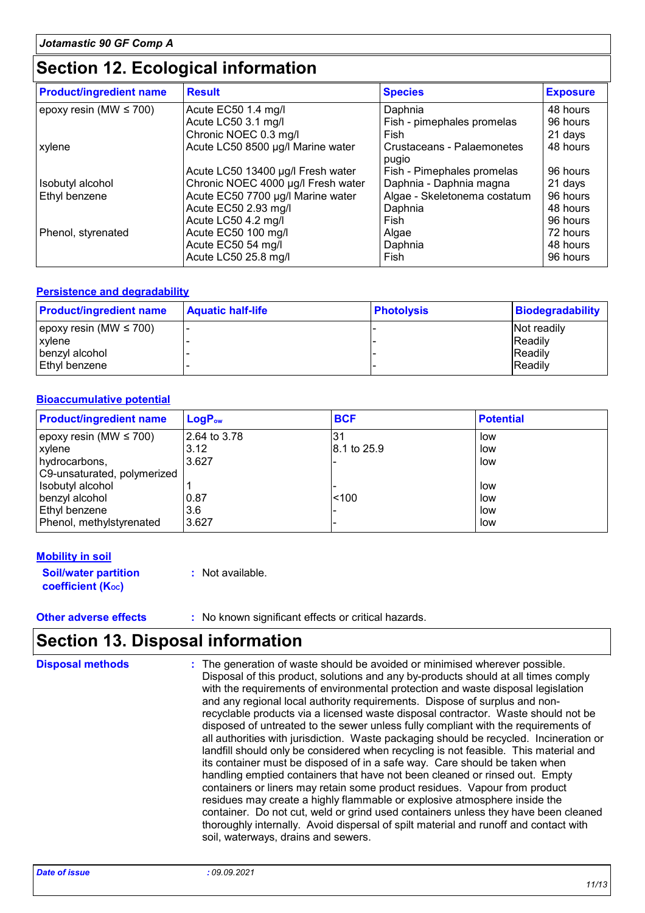## Section 12. Ecological information

| Product/ingredient name | Result | Species | Exposure |
|---|---|---|---|
| epoxy resin (MW ≤ 700) | Acute EC50 1.4 mg/l | Daphnia | 48 hours |
| | Acute LC50 3.1 mg/l | Fish - pimephales promelas | 96 hours |
| | Chronic NOEC 0.3 mg/l | Fish | 21 days |
| xylene | Acute LC50 8500 µg/l Marine water | Crustaceans - Palaemonetes pugio | 48 hours |
| | Acute LC50 13400 µg/l Fresh water | Fish - Pimephales promelas | 96 hours |
| Isobutyl alcohol | Chronic NOEC 4000 µg/l Fresh water | Daphnia - Daphnia magna | 21 days |
| Ethyl benzene | Acute EC50 7700 µg/l Marine water | Algae - Skeletonema costatum | 96 hours |
| | Acute EC50 2.93 mg/l | Daphnia | 48 hours |
| | Acute LC50 4.2 mg/l | Fish | 96 hours |
| Phenol, styrenated | Acute EC50 100 mg/l | Algae | 72 hours |
| | Acute EC50 54 mg/l | Daphnia | 48 hours |
| | Acute LC50 25.8 mg/l | Fish | 96 hours |

### Persistence and degradability

| Product/ingredient name | Aquatic half-life | Photolysis | Biodegradability |
|---|---|---|---|
| epoxy resin (MW ≤ 700) | - | - | Not readily |
| xylene | - | - | Readily |
| benzyl alcohol | - | - | Readily |
| Ethyl benzene | - | - | Readily |

### Bioaccumulative potential

| Product/ingredient name | $LogP_{ow}$ | BCF | Potential |
|---|---|---|---|
| epoxy resin (MW ≤ 700) | 2.64 to 3.78 | 31 | low |
| xylene | 3.12 | 8.1 to 25.9 | low |
| hydrocarbons, C9-unsaturated, polymerized | 3.627 | - | low |
| Isobutyl alcohol | 1 | - | low |
| benzyl alcohol | 0.87 | <100 | low |
| Ethyl benzene | 3.6 | - | low |
| Phenol, methylstyrenated | 3.627 | - | low |

### Mobility in soil

**Soil/water partition coefficient ($K_{OC}$)** : Not available.

**Other adverse effects** : No known significant effects or critical hazards.

## Section 13. Disposal information

**Disposal methods** : The generation of waste should be avoided or minimised wherever possible. Disposal of this product, solutions and any by-products should at all times comply with the requirements of environmental protection and waste disposal legislation and any regional local authority requirements. Dispose of surplus and non-recyclable products via a licensed waste disposal contractor. Waste should not be disposed of untreated to the sewer unless fully compliant with the requirements of all authorities with jurisdiction. Waste packaging should be recycled. Incineration or landfill should only be considered when recycling is not feasible. This material and its container must be disposed of in a safe way. Care should be taken when handling emptied containers that have not been cleaned or rinsed out. Empty containers or liners may retain some product residues. Vapour from product residues may create a highly flammable or explosive atmosphere inside the container. Do not cut, weld or grind used containers unless they have been cleaned thoroughly internally. Avoid dispersal of spilt material and runoff and contact with soil, waterways, drains and sewers.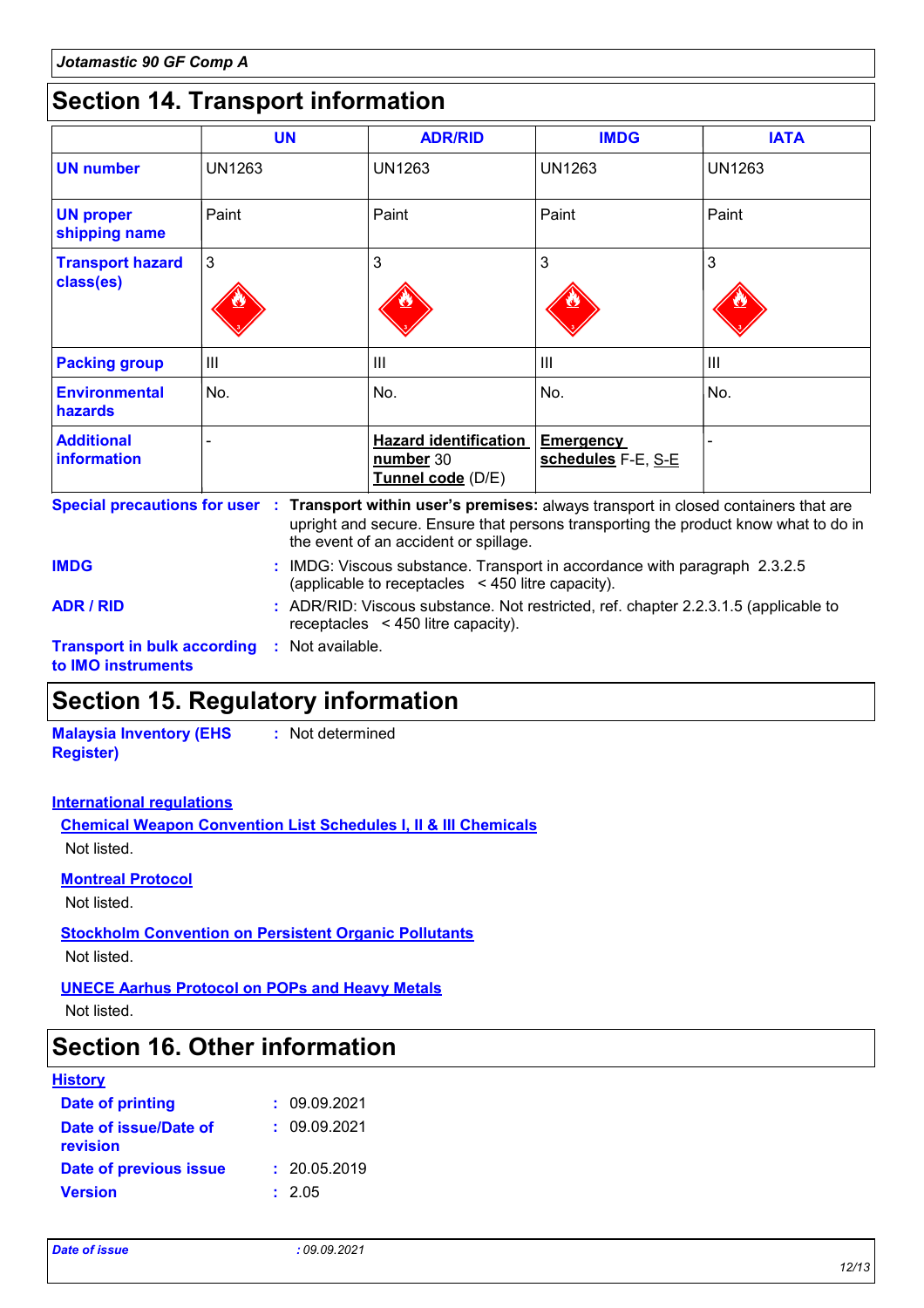Jotamastic 90 GF Comp A

## Section 14. Transport information

| | UN | ADR/RID | IMDG | IATA |
|---|---|---|---|---|
| **UN number** | UN1263 | UN1263 | UN1263 | UN1263 |
| **UN proper shipping name** | Paint | Paint | Paint | Paint |
| **Transport hazard class(es)** | 3 | 3 | 3 | 3 |
| **Packing group** | III | III | III | III |
| **Environmental hazards** | No. | No. | No. | No. |
| **Additional information** | - | **Hazard identification number** 30 **Tunnel code** (D/E) | **Emergency schedules** F-E, S-E | - |

**Special precautions for user** : **Transport within user's premises:** always transport in closed containers that are upright and secure. Ensure that persons transporting the product know what to do in the event of an accident or spillage.

**IMDG** : IMDG: Viscous substance. Transport in accordance with paragraph 2.3.2.5 (applicable to receptacles < 450 litre capacity).

**ADR / RID** : ADR/RID: Viscous substance. Not restricted, ref. chapter 2.2.3.1.5 (applicable to receptacles < 450 litre capacity).

**Transport in bulk according to IMO instruments** : Not available.

## Section 15. Regulatory information

**Malaysia Inventory (EHS Register)** : Not determined

**International regulations**

**Chemical Weapon Convention List Schedules I, II & III Chemicals**

Not listed.

**Montreal Protocol**

Not listed.

**Stockholm Convention on Persistent Organic Pollutants**

Not listed.

**UNECE Aarhus Protocol on POPs and Heavy Metals**

Not listed.

## Section 16. Other information

**History**

**Date of printing** : 09.09.2021

**Date of issue/Date of revision** : 09.09.2021

**Date of previous issue** : 20.05.2019

**Version** : 2.05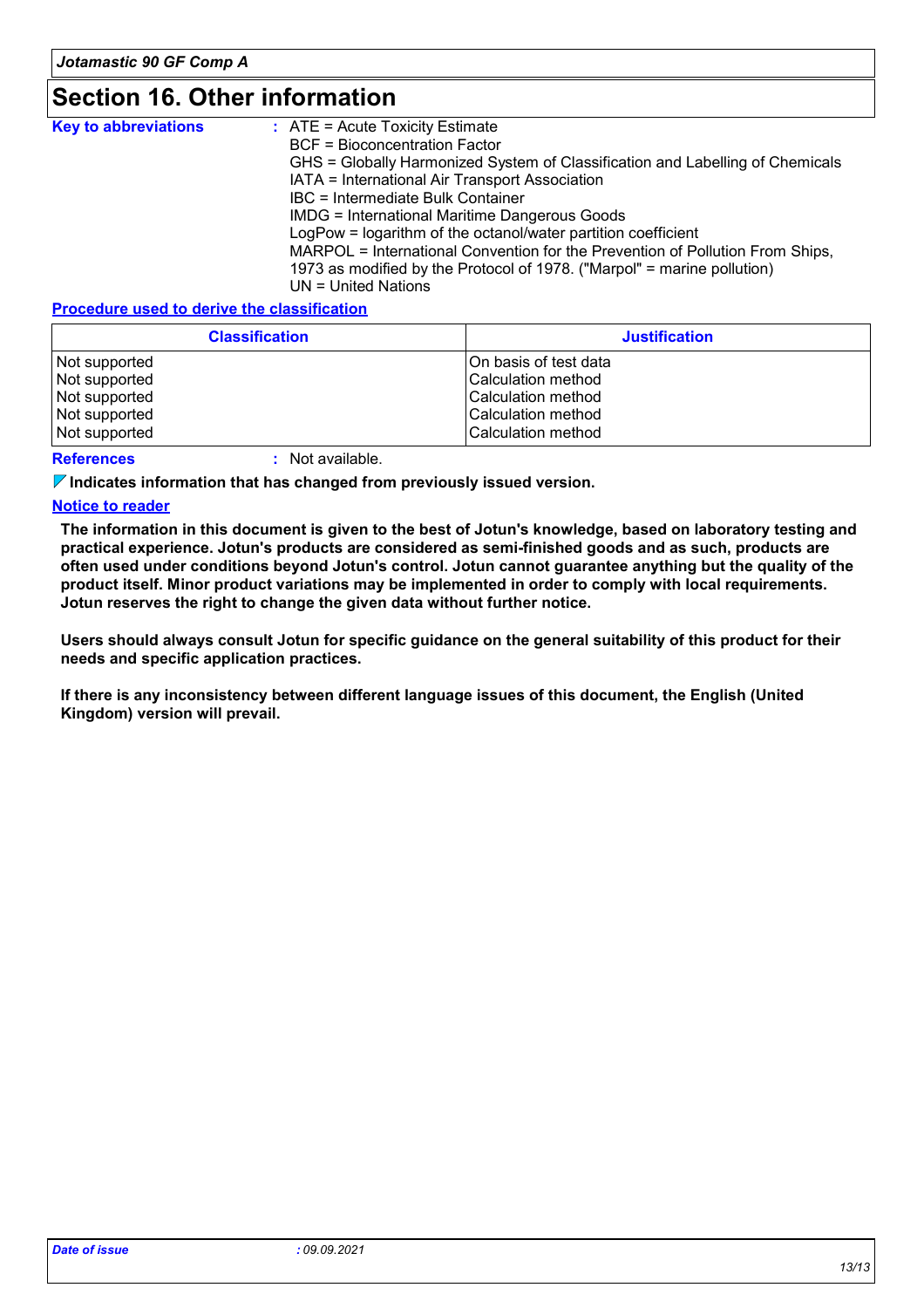## Section 16. Other information

**Key to abbreviations** : ATE = Acute Toxicity Estimate
BCF = Bioconcentration Factor
GHS = Globally Harmonized System of Classification and Labelling of Chemicals
IATA = International Air Transport Association
IBC = Intermediate Bulk Container
IMDG = International Maritime Dangerous Goods
LogPow = logarithm of the octanol/water partition coefficient
MARPOL = International Convention for the Prevention of Pollution From Ships, 1973 as modified by the Protocol of 1978. ("Marpol" = marine pollution)
UN = United Nations

**Procedure used to derive the classification**

| Classification | Justification |
|---|---|
| Not supported | On basis of test data |
| Not supported | Calculation method |
| Not supported | Calculation method |
| Not supported | Calculation method |
| Not supported | Calculation method |

**References** : Not available.

**Indicates information that has changed from previously issued version.**

**Notice to reader**

**The information in this document is given to the best of Jotun's knowledge, based on laboratory testing and practical experience. Jotun's products are considered as semi-finished goods and as such, products are often used under conditions beyond Jotun's control. Jotun cannot guarantee anything but the quality of the product itself. Minor product variations may be implemented in order to comply with local requirements. Jotun reserves the right to change the given data without further notice.**

**Users should always consult Jotun for specific guidance on the general suitability of this product for their needs and specific application practices.**

**If there is any inconsistency between different language issues of this document, the English (United Kingdom) version will prevail.**